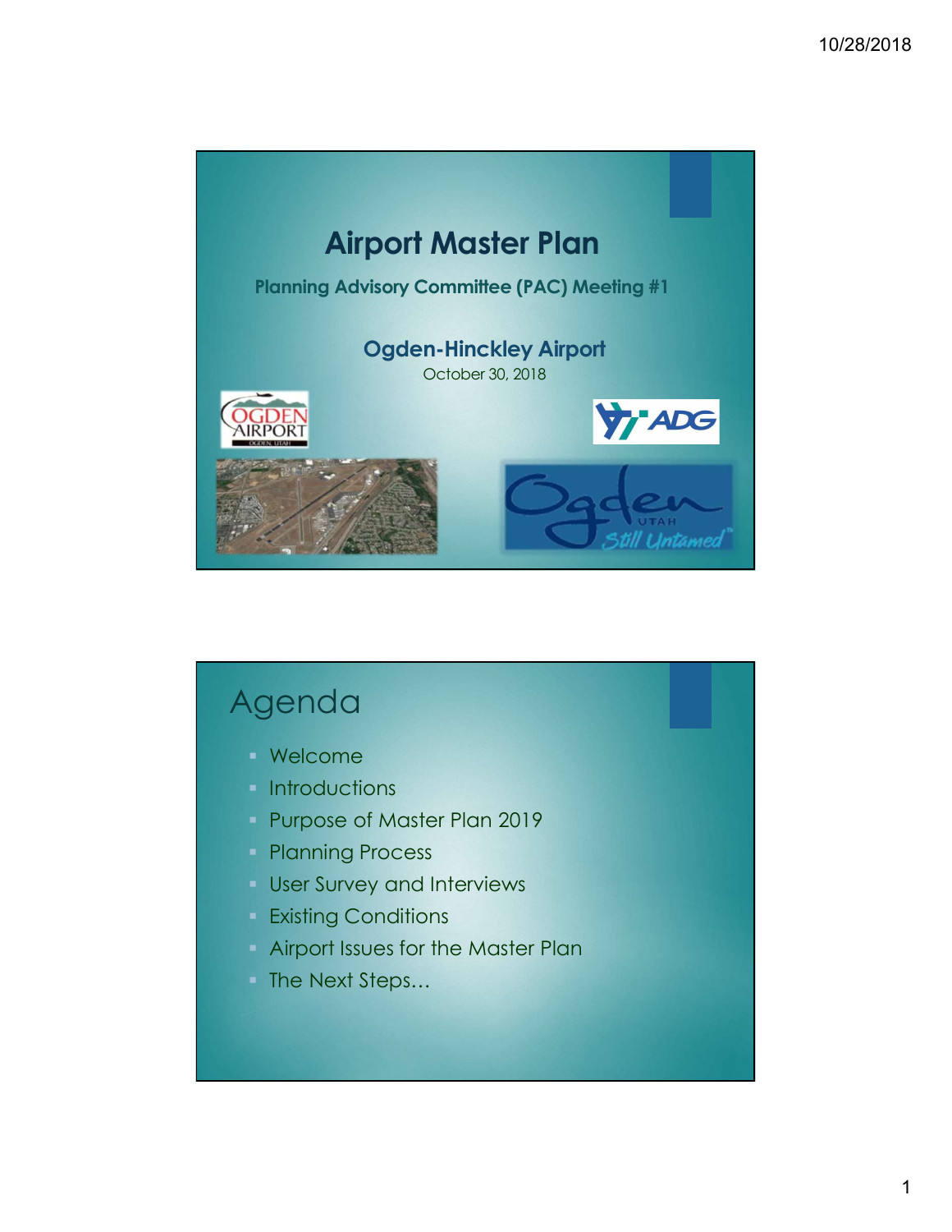# Airport Master Plan

**Planning Advisory Committee (PAC) Meeting #1**

**Ogden-Hinckley Airport**

October 30, 2018

# Agenda

- Welcome
- Introductions
- Purpose of Master Plan 2019
- Planning Process
- User Survey and Interviews
- Existing Conditions
- Airport Issues for the Master Plan
- The Next Steps…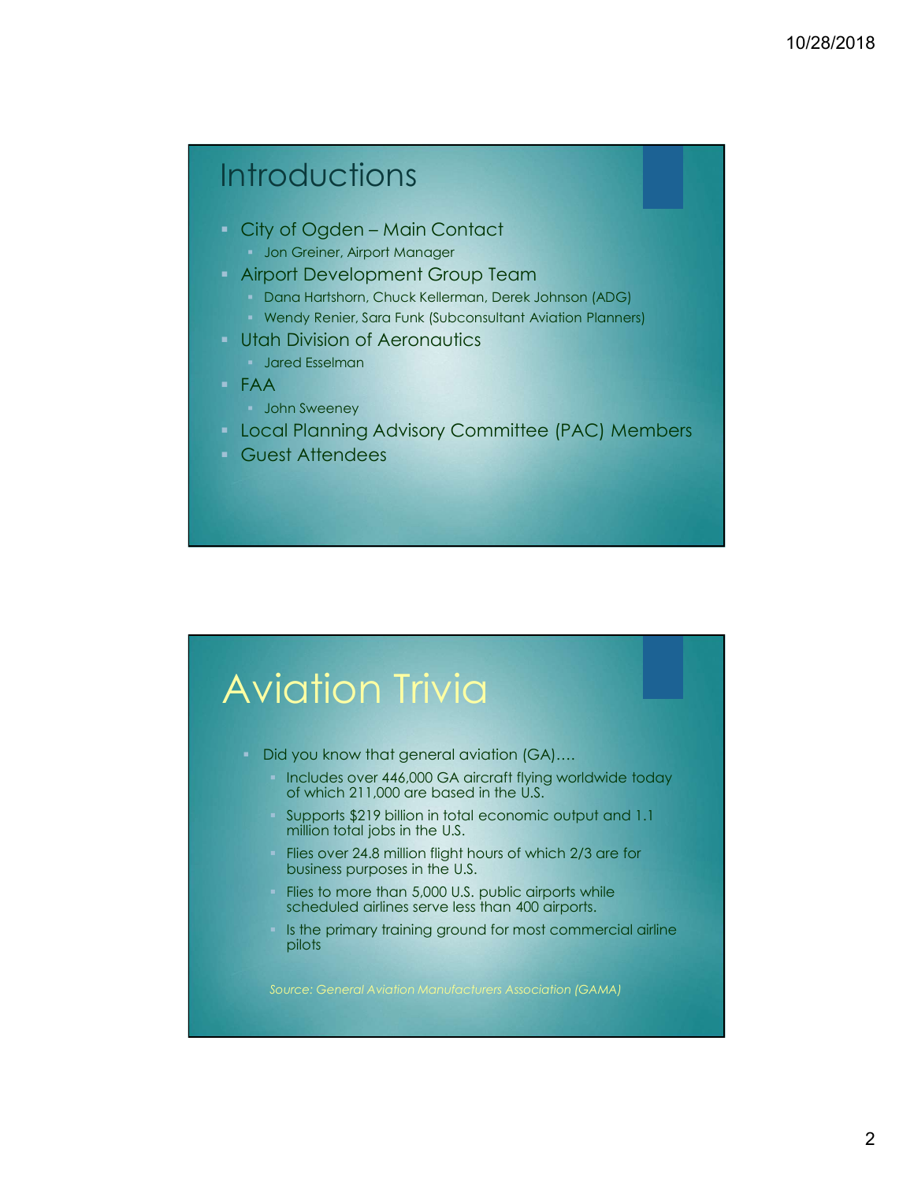## Introductions

- City of Ogden – Main Contact
  - Jon Greiner, Airport Manager
- Airport Development Group Team
  - Dana Hartshorn, Chuck Kellerman, Derek Johnson (ADG)
  - Wendy Renier, Sara Funk (Subconsultant Aviation Planners)
- Utah Division of Aeronautics
  - Jared Esselman
- FAA
  - John Sweeney
- Local Planning Advisory Committee (PAC) Members
- Guest Attendees

## Aviation Trivia

- Did you know that general aviation (GA)….
  - Includes over 446,000 GA aircraft flying worldwide today of which 211,000 are based in the U.S.
  - Supports $219 billion in total economic output and 1.1 million total jobs in the U.S.
  - Flies over 24.8 million flight hours of which 2/3 are for business purposes in the U.S.
  - Flies to more than 5,000 U.S. public airports while scheduled airlines serve less than 400 airports.
  - Is the primary training ground for most commercial airline pilots

*Source: General Aviation Manufacturers Association (GAMA)*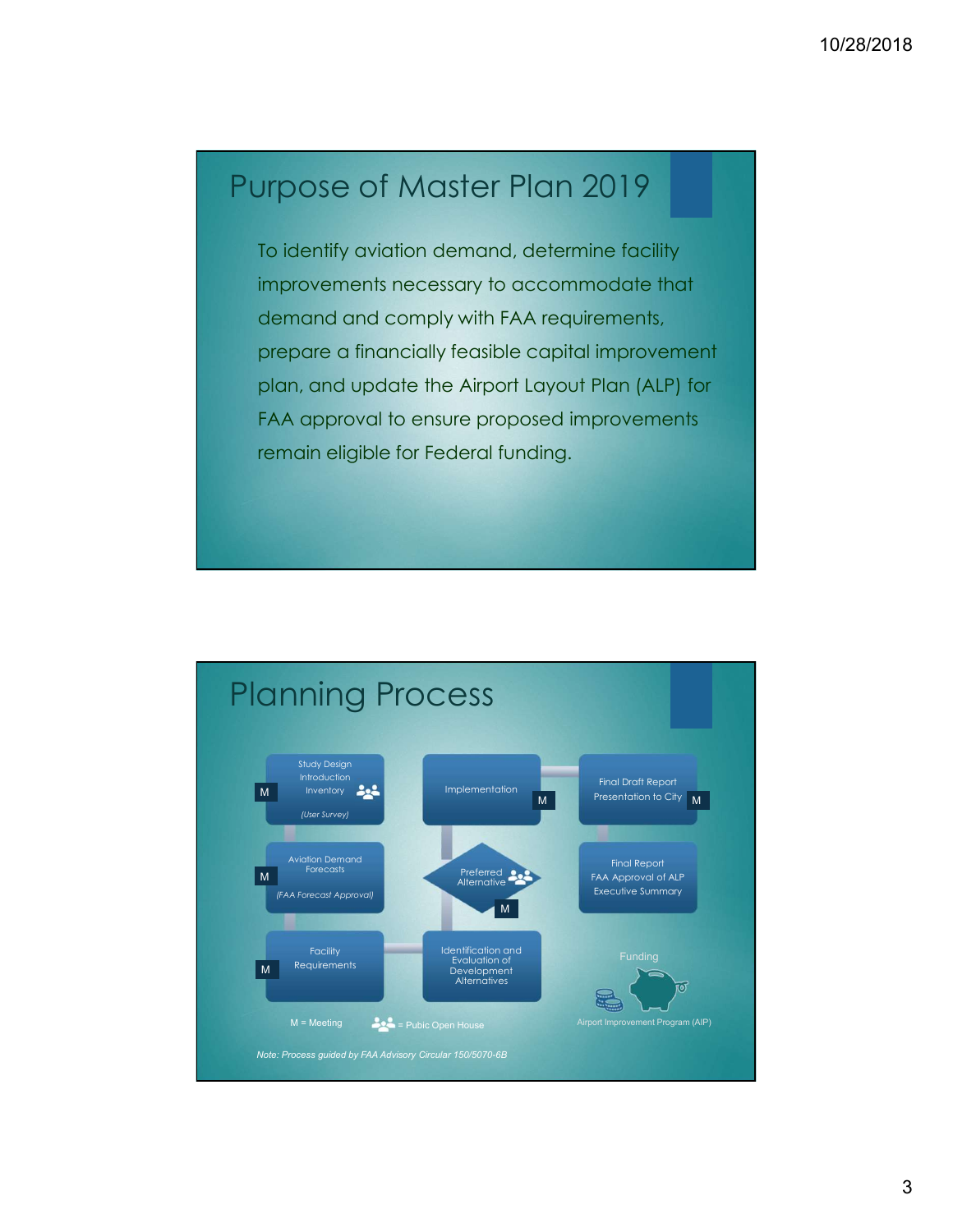# Purpose of Master Plan 2019

To identify aviation demand, determine facility improvements necessary to accommodate that demand and comply with FAA requirements, prepare a financially feasible capital improvement plan, and update the Airport Layout Plan (ALP) for FAA approval to ensure proposed improvements remain eligible for Federal funding.

# Planning Process

- Study Design, Introduction, Inventory (User Survey) — M, Public Open House
- Aviation Demand Forecasts (FAA Forecast Approval) — M
- Facility Requirements — M
- Identification and Evaluation of Development Alternatives
- Preferred Alternative — M, Public Open House
- Implementation — M
- Final Draft Report, Presentation to City — M
- Final Report, FAA Approval of ALP, Executive Summary

Funding: Airport Improvement Program (AIP)

M = Meeting

= Pubic Open House

*Note: Process guided by FAA Advisory Circular 150/5070-6B*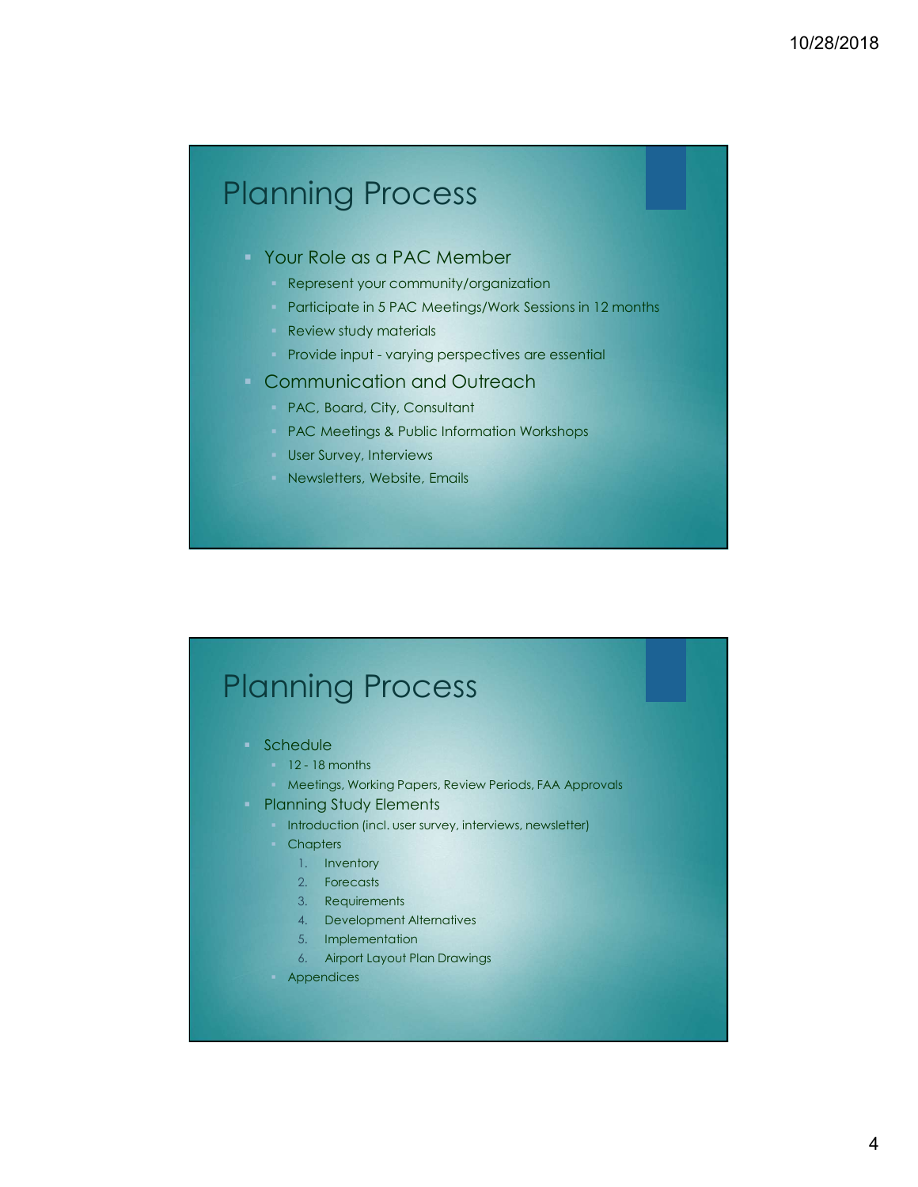## Planning Process

- Your Role as a PAC Member
  - Represent your community/organization
  - Participate in 5 PAC Meetings/Work Sessions in 12 months
  - Review study materials
  - Provide input - varying perspectives are essential
- Communication and Outreach
  - PAC, Board, City, Consultant
  - PAC Meetings & Public Information Workshops
  - User Survey, Interviews
  - Newsletters, Website, Emails

## Planning Process

- Schedule
  - 12 - 18 months
  - Meetings, Working Papers, Review Periods, FAA Approvals
- Planning Study Elements
  - Introduction (incl. user survey, interviews, newsletter)
  - Chapters
    1. Inventory
    2. Forecasts
    3. Requirements
    4. Development Alternatives
    5. Implementation
    6. Airport Layout Plan Drawings
  - Appendices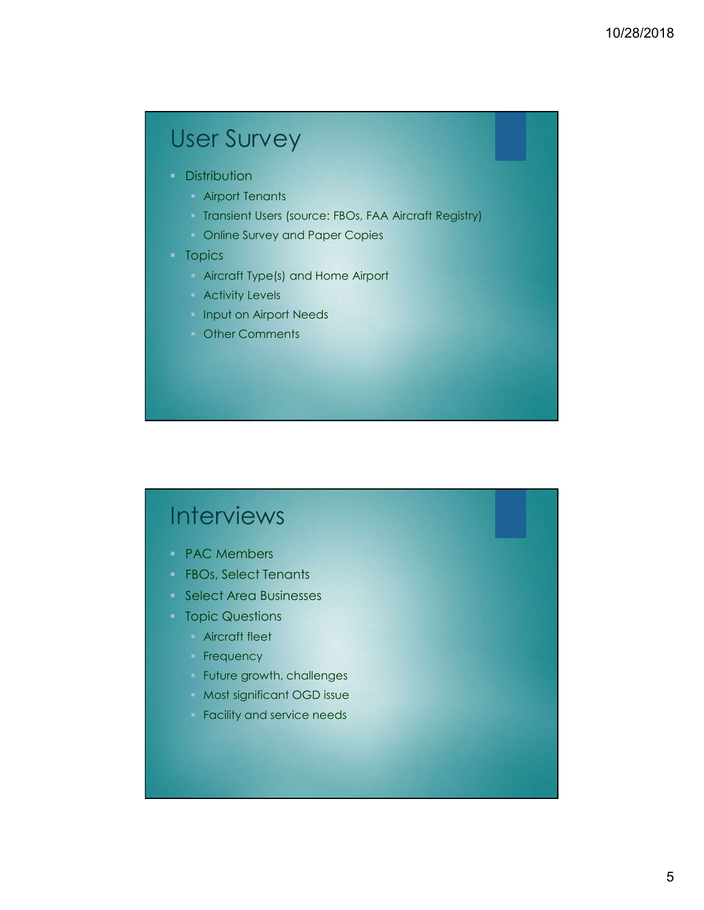## User Survey

- Distribution
  - Airport Tenants
  - Transient Users (source: FBOs, FAA Aircraft Registry)
  - Online Survey and Paper Copies
- Topics
  - Aircraft Type(s) and Home Airport
  - Activity Levels
  - Input on Airport Needs
  - Other Comments

## Interviews

- PAC Members
- FBOs, Select Tenants
- Select Area Businesses
- Topic Questions
  - Aircraft fleet
  - Frequency
  - Future growth, challenges
  - Most significant OGD issue
  - Facility and service needs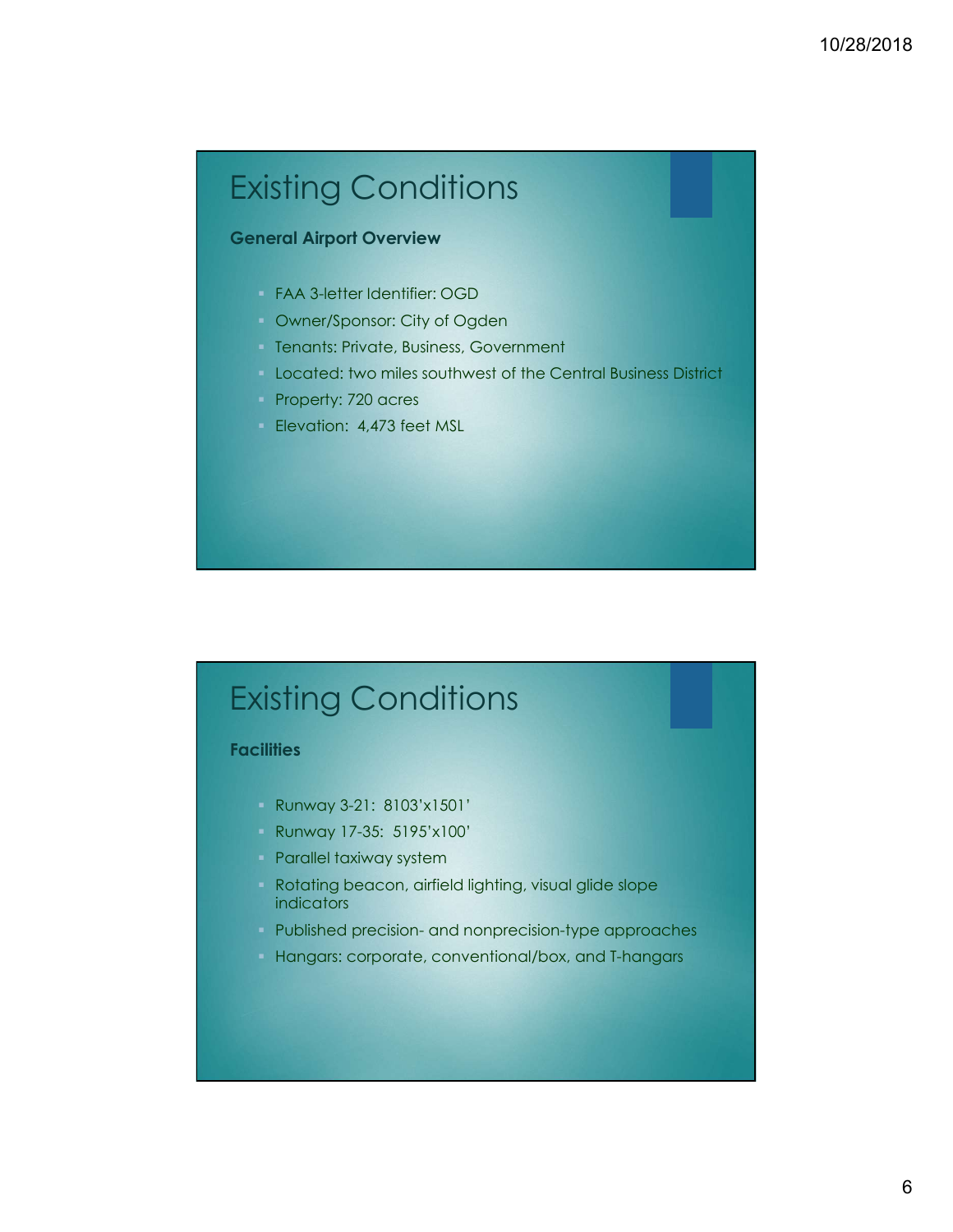# Existing Conditions

**General Airport Overview**

- FAA 3-letter Identifier: OGD
- Owner/Sponsor: City of Ogden
- Tenants: Private, Business, Government
- Located: two miles southwest of the Central Business District
- Property: 720 acres
- Elevation: 4,473 feet MSL

# Existing Conditions

**Facilities**

- Runway 3-21: 8103'x1501'
- Runway 17-35: 5195'x100'
- Parallel taxiway system
- Rotating beacon, airfield lighting, visual glide slope indicators
- Published precision- and nonprecision-type approaches
- Hangars: corporate, conventional/box, and T-hangars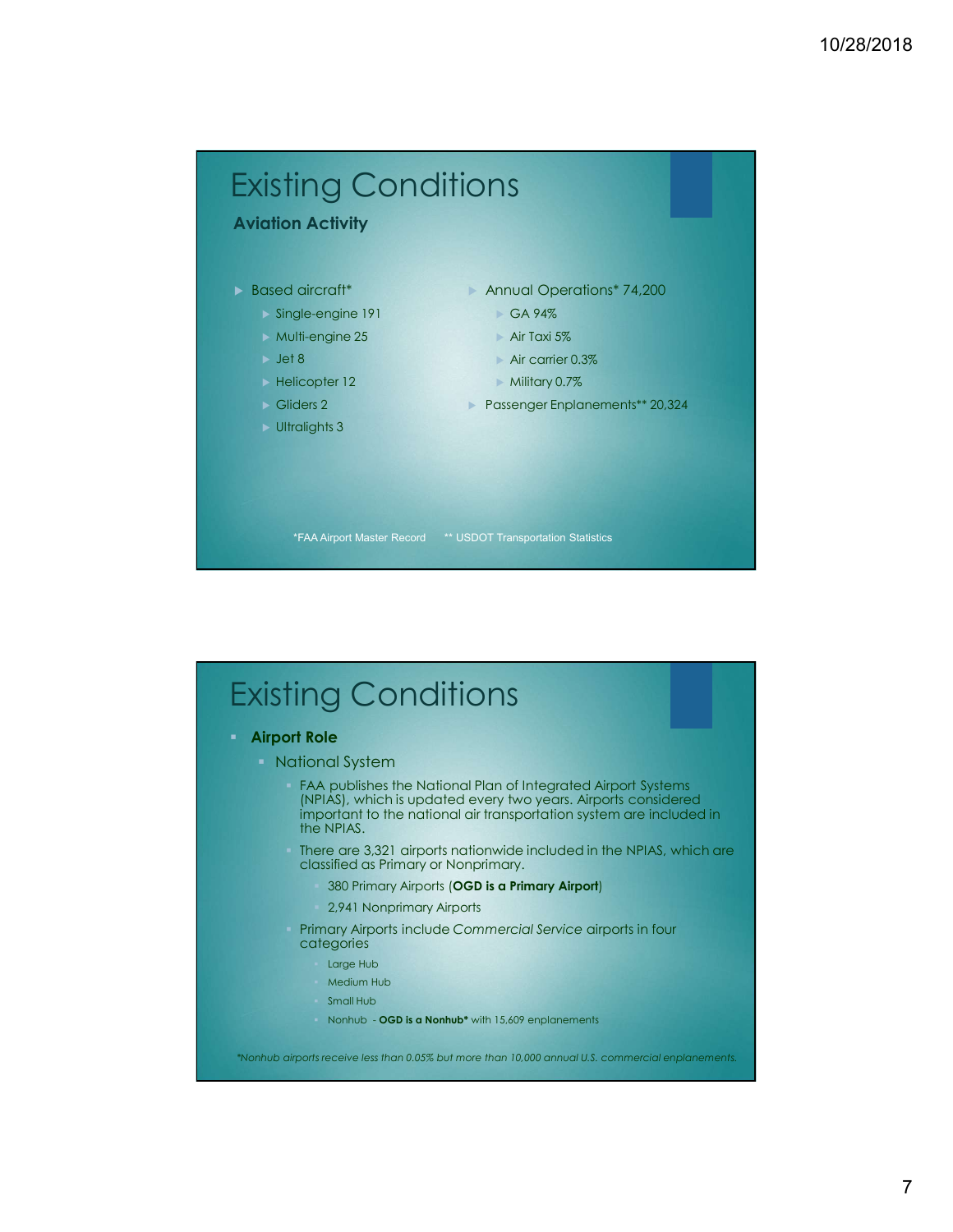# Existing Conditions

## Aviation Activity

- Based aircraft*
  - Single-engine 191
  - Multi-engine 25
  - Jet 8
  - Helicopter 12
  - Gliders 2
  - Ultralights 3
- Annual Operations* 74,200
  - GA 94%
  - Air Taxi 5%
  - Air carrier 0.3%
  - Military 0.7%
- Passenger Enplanements** 20,324

*FAA Airport Master Record ** USDOT Transportation Statistics

# Existing Conditions

- **Airport Role**
  - National System
    - FAA publishes the National Plan of Integrated Airport Systems (NPIAS), which is updated every two years. Airports considered important to the national air transportation system are included in the NPIAS.
    - There are 3,321 airports nationwide included in the NPIAS, which are classified as Primary or Nonprimary.
      - 380 Primary Airports (**OGD is a Primary Airport**)
      - 2,941 Nonprimary Airports
    - Primary Airports include *Commercial Service* airports in four categories
      - Large Hub
      - Medium Hub
      - Small Hub
      - Nonhub - **OGD is a Nonhub*** with 15,609 enplanements

*\*Nonhub airports receive less than 0.05% but more than 10,000 annual U.S. commercial enplanements.*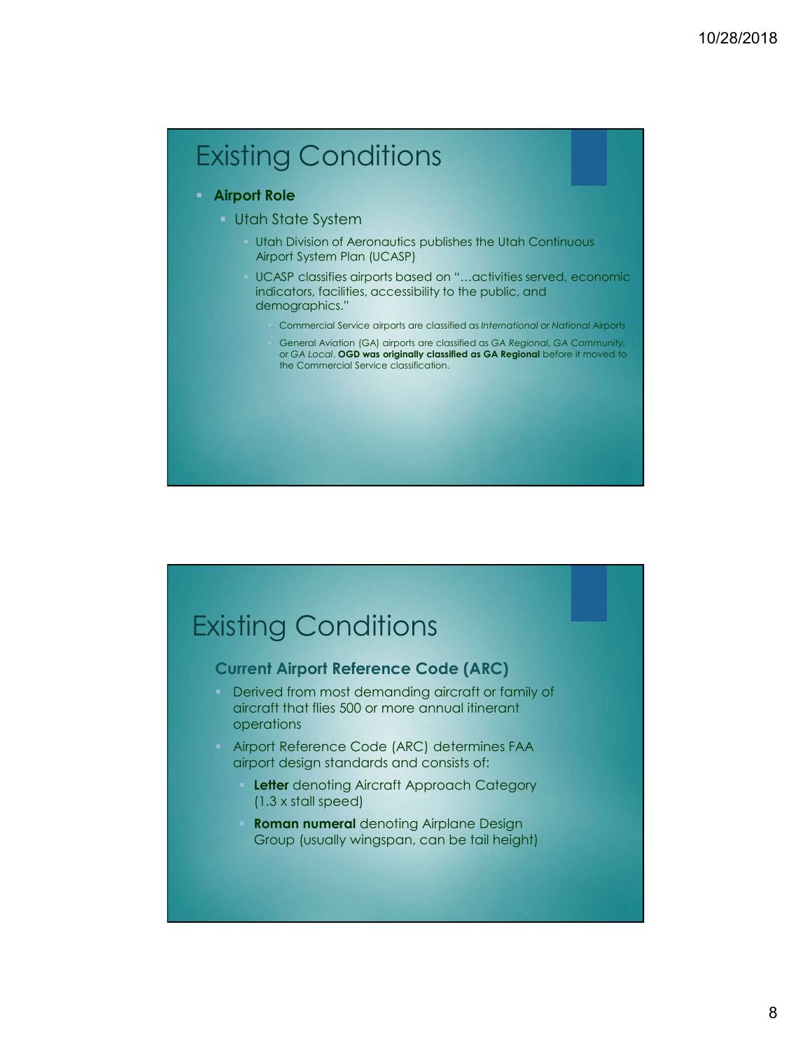## Existing Conditions

- **Airport Role**
  - Utah State System
    - Utah Division of Aeronautics publishes the Utah Continuous Airport System Plan (UCASP)
    - UCASP classifies airports based on "…activities served, economic indicators, facilities, accessibility to the public, and demographics."
      - Commercial Service airports are classified as *International* or *National* Airports
      - General Aviation (GA) airports are classified as *GA Regional, GA Community,* or *GA Local*. **OGD was originally classified as GA Regional** before it moved to the Commercial Service classification.

## Existing Conditions

### Current Airport Reference Code (ARC)

- Derived from most demanding aircraft or family of aircraft that flies 500 or more annual itinerant operations
- Airport Reference Code (ARC) determines FAA airport design standards and consists of:
  - **Letter** denoting Aircraft Approach Category (1.3 x stall speed)
  - **Roman numeral** denoting Airplane Design Group (usually wingspan, can be tail height)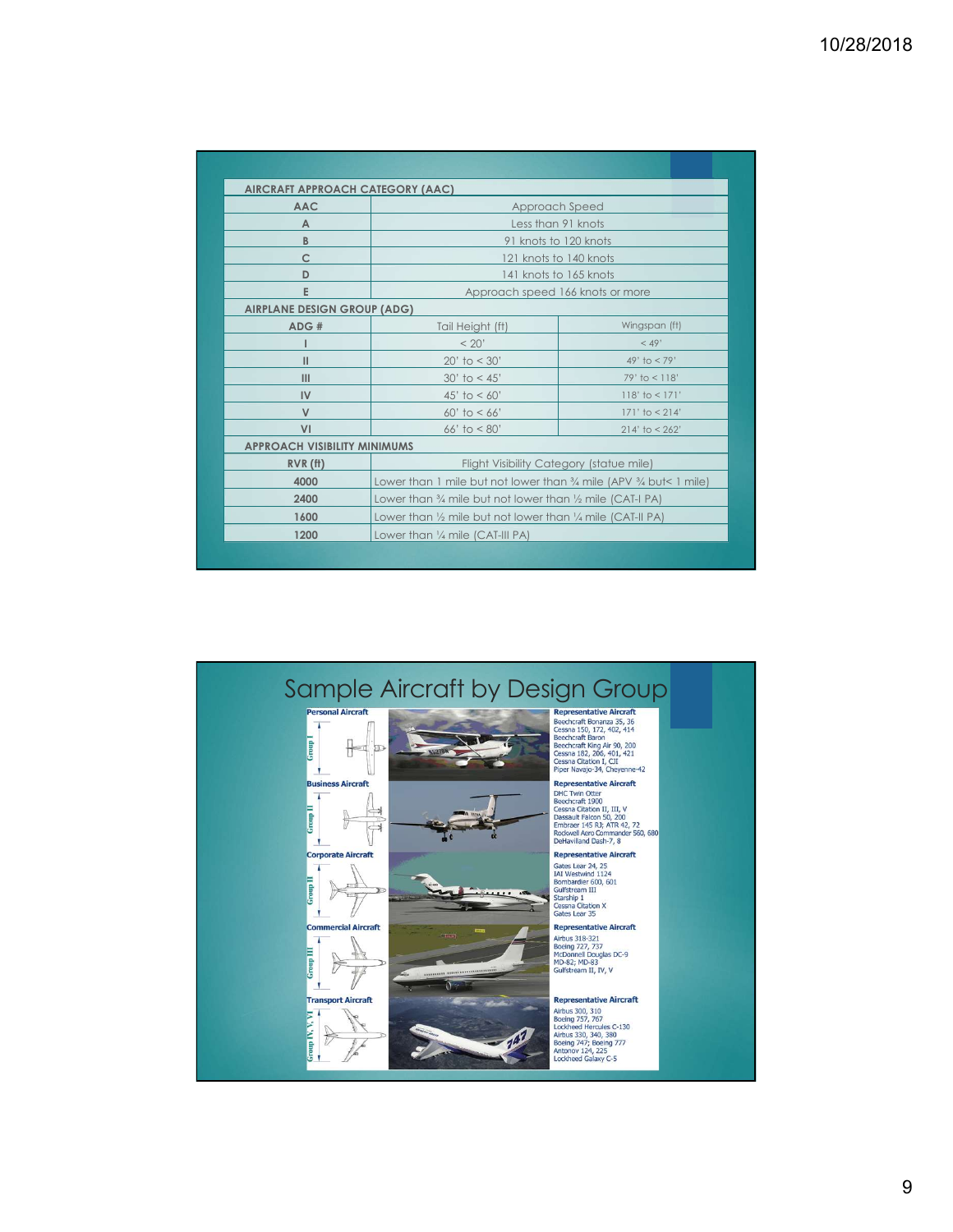## AIRCRAFT APPROACH CATEGORY (AAC)

| AAC | Approach Speed |
|---|---|
| A | Less than 91 knots |
| B | 91 knots to 120 knots |
| C | 121 knots to 140 knots |
| D | 141 knots to 165 knots |
| E | Approach speed 166 knots or more |

## AIRPLANE DESIGN GROUP (ADG)

| ADG # | Tail Height (ft) | Wingspan (ft) |
|---|---|---|
| I | < 20' | < 49' |
| II | 20' to < 30' | 49' to < 79' |
| III | 30' to < 45' | 79' to < 118' |
| IV | 45' to < 60' | 118' to < 171' |
| V | 60' to < 66' | 171' to < 214' |
| VI | 66' to < 80' | 214' to < 262' |

## APPROACH VISIBILITY MINIMUMS

| RVR (ft) | Flight Visibility Category (statue mile) |
|---|---|
| 4000 | Lower than 1 mile but not lower than ¾ mile (APV ¾ but< 1 mile) |
| 2400 | Lower than ¾ mile but not lower than ½ mile (CAT-I PA) |
| 1600 | Lower than ½ mile but not lower than ¼ mile (CAT-II PA) |
| 1200 | Lower than ¼ mile (CAT-III PA) |

# Sample Aircraft by Design Group

**Personal Aircraft** (Group I)

Representative Aircraft
- Beechcraft Bonanza 35, 36
- Cessna 150, 172, 402, 414
- Beechcraft Baron
- Beechcraft King Air 90, 200
- Cessna 182, 206, 401, 421
- Cessna Citation I, CJI
- Piper Navajo-34, Cheyenne-42

**Business Aircraft** (Group II)

Representative Aircraft
- DHC Twin Otter
- Beechcraft 1900
- Cessna Citation II, III, V
- Dassault Falcon 50, 200
- Embraer 145 RJ; ATR 42, 72
- Rockwell Aero Commander 560, 680
- DeHavilland Dash-7, 8

**Corporate Aircraft** (Group II)

Representative Aircraft
- Gates Lear 24, 25
- IAI Westwind 1124
- Bombardier 600, 601
- Gulfstream III
- Starship 1
- Cessna Citation X
- Gates Lear 35

**Commercial Aircraft** (Group III)

Representative Aircraft
- Airbus 318-321
- Boeing 727, 737
- McDonnell Douglas DC-9
- MD-82; MD-83
- Gulfstream II, IV, V

**Transport Aircraft** (Group IV, V, VI)

Representative Aircraft
- Airbus 300, 310
- Boeing 757, 767
- Lockheed Hercules C-130
- Airbus 330, 340, 380
- Boeing 747; Boeing 777
- Antonov 124, 225
- Lockheed Galaxy C-5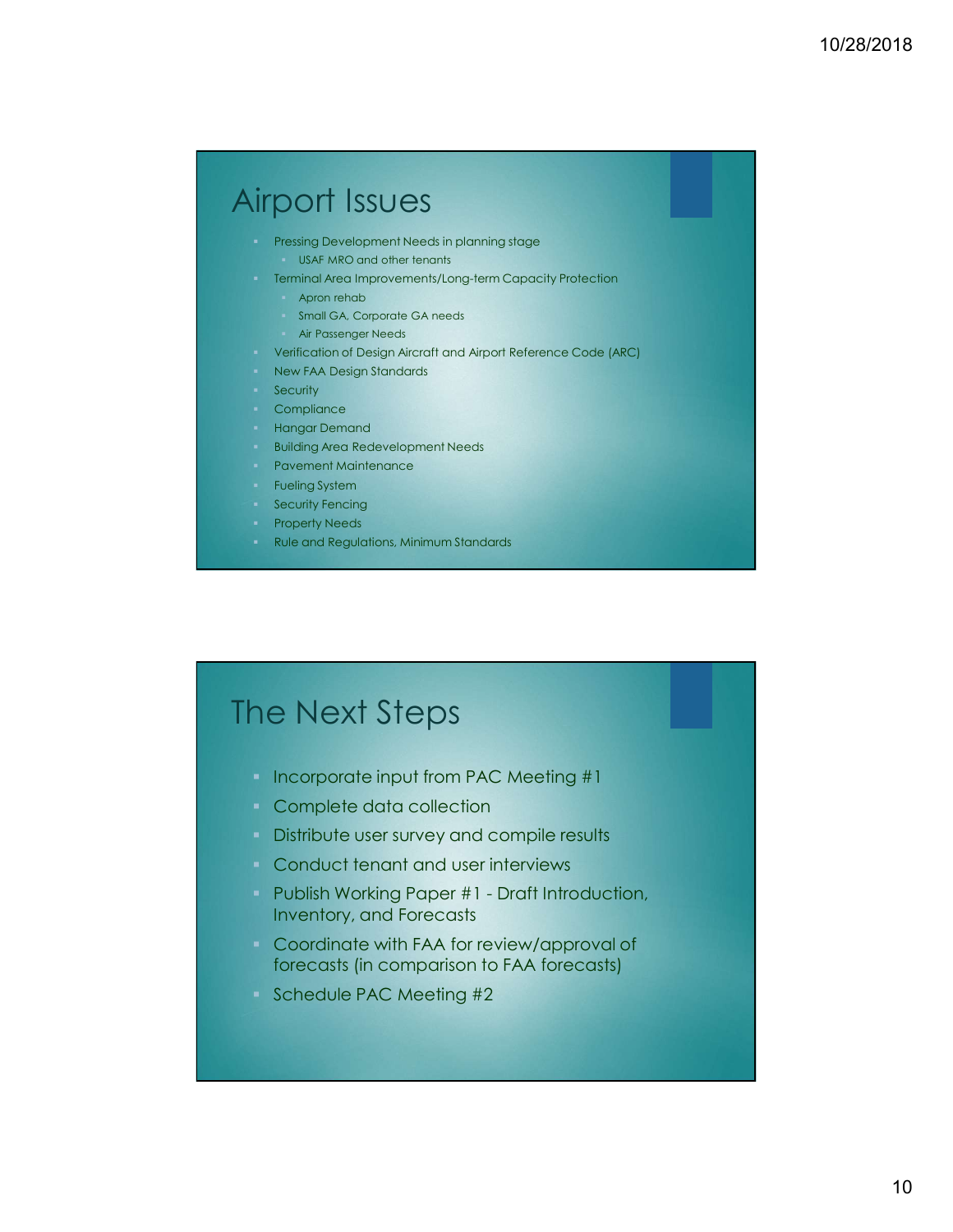## Airport Issues

- Pressing Development Needs in planning stage
  - USAF MRO and other tenants
- Terminal Area Improvements/Long-term Capacity Protection
  - Apron rehab
  - Small GA, Corporate GA needs
  - Air Passenger Needs
- Verification of Design Aircraft and Airport Reference Code (ARC)
- New FAA Design Standards
- Security
- Compliance
- Hangar Demand
- Building Area Redevelopment Needs
- Pavement Maintenance
- Fueling System
- Security Fencing
- Property Needs
- Rule and Regulations, Minimum Standards

## The Next Steps

- Incorporate input from PAC Meeting #1
- Complete data collection
- Distribute user survey and compile results
- Conduct tenant and user interviews
- Publish Working Paper #1 - Draft Introduction, Inventory, and Forecasts
- Coordinate with FAA for review/approval of forecasts (in comparison to FAA forecasts)
- Schedule PAC Meeting #2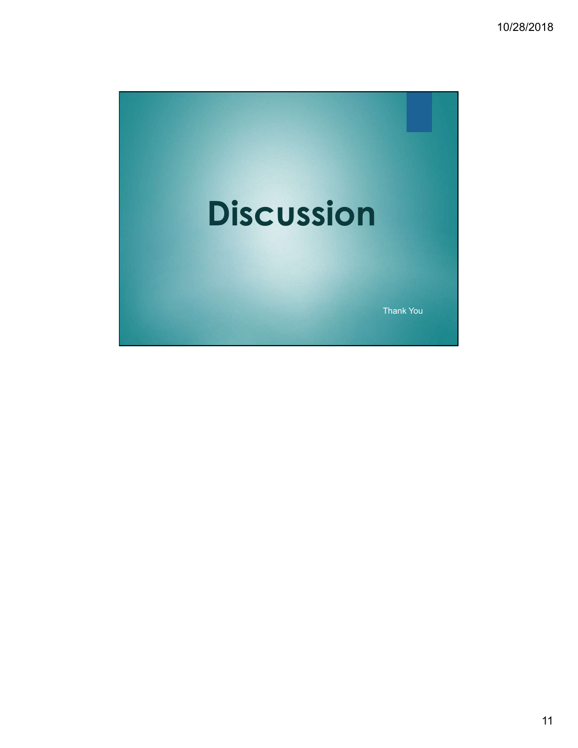# Discussion

Thank You